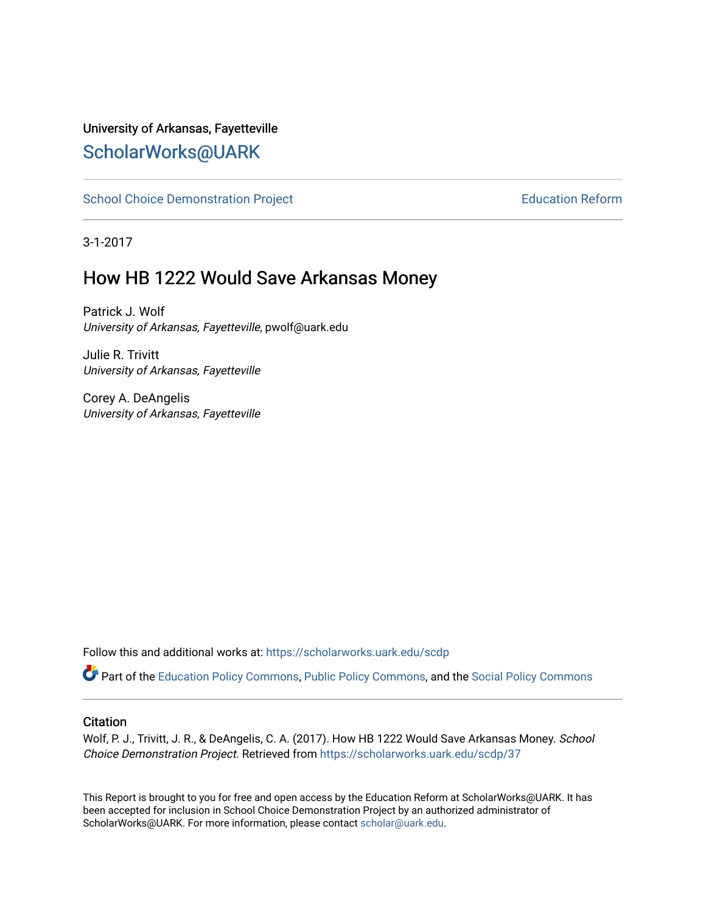University of Arkansas, Fayetteville

## ScholarWorks@UARK

School Choice Demonstration Project | Education Reform

3-1-2017

# How HB 1222 Would Save Arkansas Money

Patrick J. Wolf
*University of Arkansas, Fayetteville*, pwolf@uark.edu

Julie R. Trivitt
*University of Arkansas, Fayetteville*

Corey A. DeAngelis
*University of Arkansas, Fayetteville*

Follow this and additional works at: https://scholarworks.uark.edu/scdp

Part of the Education Policy Commons, Public Policy Commons, and the Social Policy Commons

### Citation

Wolf, P. J., Trivitt, J. R., & DeAngelis, C. A. (2017). How HB 1222 Would Save Arkansas Money. *School Choice Demonstration Project.* Retrieved from https://scholarworks.uark.edu/scdp/37

This Report is brought to you for free and open access by the Education Reform at ScholarWorks@UARK. It has been accepted for inclusion in School Choice Demonstration Project by an authorized administrator of ScholarWorks@UARK. For more information, please contact scholar@uark.edu.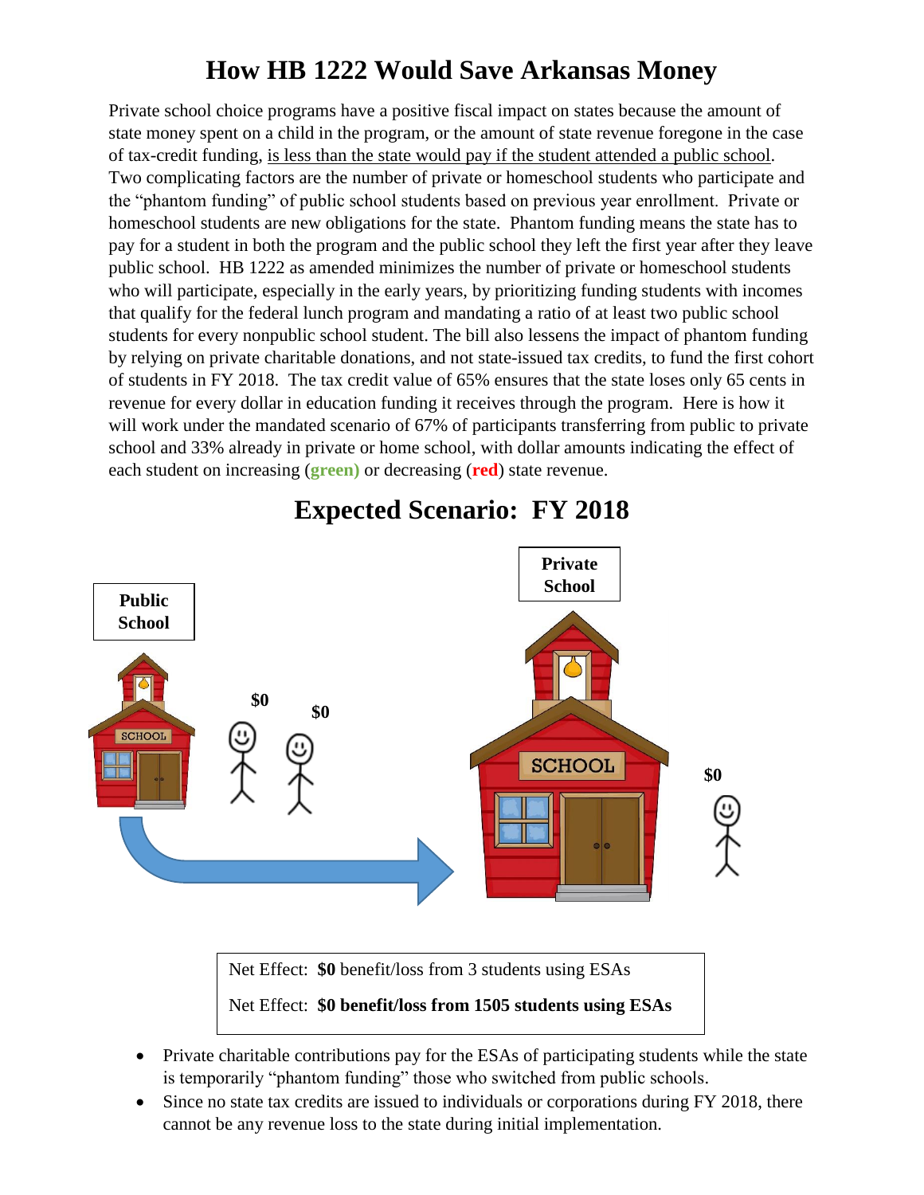# How HB 1222 Would Save Arkansas Money

Private school choice programs have a positive fiscal impact on states because the amount of state money spent on a child in the program, or the amount of state revenue foregone in the case of tax-credit funding, <u>is less than the state would pay if the student attended a public school</u>. Two complicating factors are the number of private or homeschool students who participate and the "phantom funding" of public school students based on previous year enrollment. Private or homeschool students are new obligations for the state. Phantom funding means the state has to pay for a student in both the program and the public school they left the first year after they leave public school. HB 1222 as amended minimizes the number of private or homeschool students who will participate, especially in the early years, by prioritizing funding students with incomes that qualify for the federal lunch program and mandating a ratio of at least two public school students for every nonpublic school student. The bill also lessens the impact of phantom funding by relying on private charitable donations, and not state-issued tax credits, to fund the first cohort of students in FY 2018. The tax credit value of 65% ensures that the state loses only 65 cents in revenue for every dollar in education funding it receives through the program. Here is how it will work under the mandated scenario of 67% of participants transferring from public to private school and 33% already in private or home school, with dollar amounts indicating the effect of each student on increasing (**green**) or decreasing (**red**) state revenue.

## Expected Scenario: FY 2018

**Public School**

**$0** **$0**

**Private School**

**$0**

Net Effect: **$0** benefit/loss from 3 students using ESAs

Net Effect: **$0 benefit/loss from 1505 students using ESAs**

- Private charitable contributions pay for the ESAs of participating students while the state is temporarily "phantom funding" those who switched from public schools.
- Since no state tax credits are issued to individuals or corporations during FY 2018, there cannot be any revenue loss to the state during initial implementation.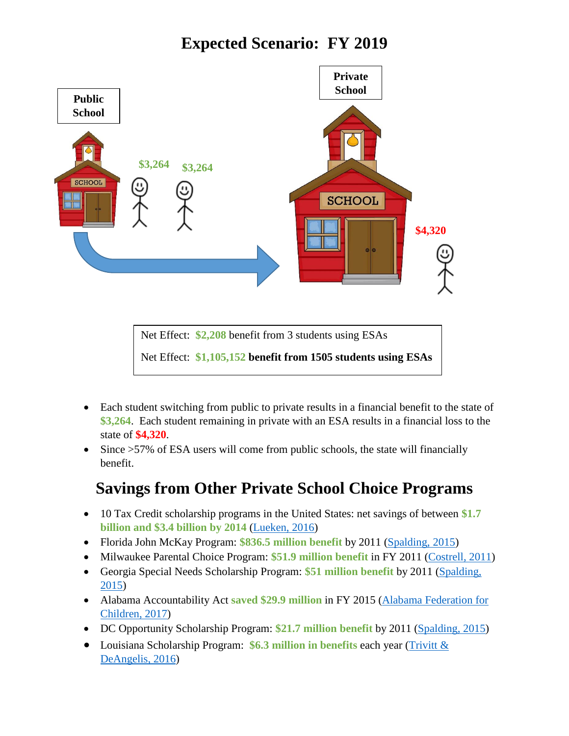# Expected Scenario: FY 2019

Public School

Private School

$3,264

$3,264

$4,320

Net Effect: $2,208 benefit from 3 students using ESAs

Net Effect: **$1,105,152 benefit from 1505 students using ESAs**

- Each student switching from public to private results in a financial benefit to the state of $3,264. Each student remaining in private with an ESA results in a financial loss to the state of $4,320.
- Since >57% of ESA users will come from public schools, the state will financially benefit.

## Savings from Other Private School Choice Programs

- 10 Tax Credit scholarship programs in the United States: net savings of between **$1.7 billion and $3.4 billion by 2014** (Lueken, 2016)
- Florida John McKay Program: **$836.5 million benefit** by 2011 (Spalding, 2015)
- Milwaukee Parental Choice Program: **$51.9 million benefit** in FY 2011 (Costrell, 2011)
- Georgia Special Needs Scholarship Program: **$51 million benefit** by 2011 (Spalding, 2015)
- Alabama Accountability Act **saved $29.9 million** in FY 2015 (Alabama Federation for Children, 2017)
- DC Opportunity Scholarship Program: **$21.7 million benefit** by 2011 (Spalding, 2015)
- Louisiana Scholarship Program: **$6.3 million in benefits** each year (Trivitt & DeAngelis, 2016)